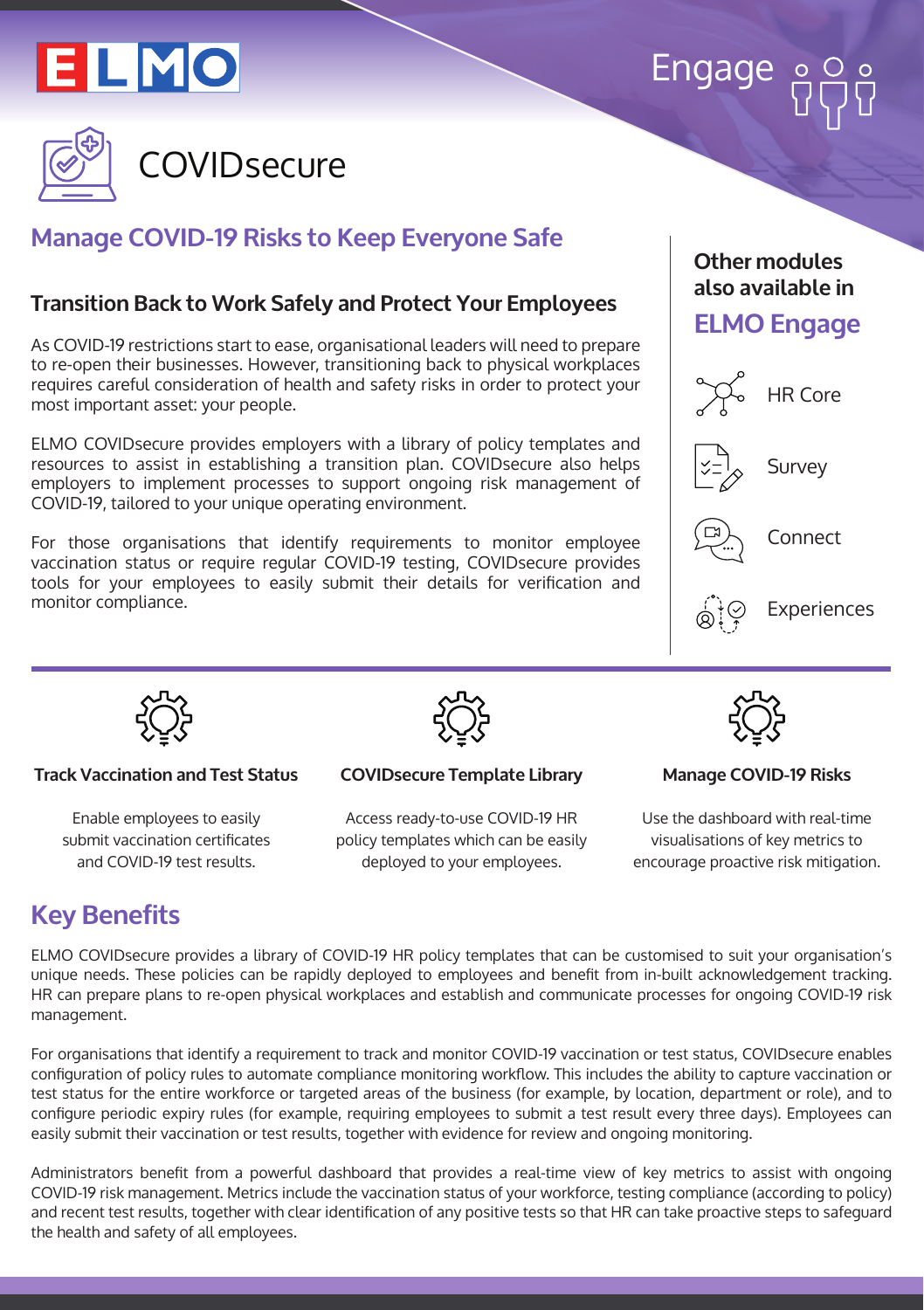ELMO

Engage

# COVIDsecure

## Manage COVID-19 Risks to Keep Everyone Safe

### Transition Back to Work Safely and Protect Your Employees

As COVID-19 restrictions start to ease, organisational leaders will need to prepare to re-open their businesses. However, transitioning back to physical workplaces requires careful consideration of health and safety risks in order to protect your most important asset: your people.

ELMO COVIDsecure provides employers with a library of policy templates and resources to assist in establishing a transition plan. COVIDsecure also helps employers to implement processes to support ongoing risk management of COVID-19, tailored to your unique operating environment.

For those organisations that identify requirements to monitor employee vaccination status or require regular COVID-19 testing, COVIDsecure provides tools for your employees to easily submit their details for verification and monitor compliance.

**Other modules also available in**

**ELMO Engage**

- HR Core
- Survey
- Connect
- Experiences

**Track Vaccination and Test Status**

Enable employees to easily submit vaccination certificates and COVID-19 test results.

**COVIDsecure Template Library**

Access ready-to-use COVID-19 HR policy templates which can be easily deployed to your employees.

**Manage COVID-19 Risks**

Use the dashboard with real-time visualisations of key metrics to encourage proactive risk mitigation.

## Key Benefits

ELMO COVIDsecure provides a library of COVID-19 HR policy templates that can be customised to suit your organisation's unique needs. These policies can be rapidly deployed to employees and benefit from in-built acknowledgement tracking. HR can prepare plans to re-open physical workplaces and establish and communicate processes for ongoing COVID-19 risk management.

For organisations that identify a requirement to track and monitor COVID-19 vaccination or test status, COVIDsecure enables configuration of policy rules to automate compliance monitoring workflow. This includes the ability to capture vaccination or test status for the entire workforce or targeted areas of the business (for example, by location, department or role), and to configure periodic expiry rules (for example, requiring employees to submit a test result every three days). Employees can easily submit their vaccination or test results, together with evidence for review and ongoing monitoring.

Administrators benefit from a powerful dashboard that provides a real-time view of key metrics to assist with ongoing COVID-19 risk management. Metrics include the vaccination status of your workforce, testing compliance (according to policy) and recent test results, together with clear identification of any positive tests so that HR can take proactive steps to safeguard the health and safety of all employees.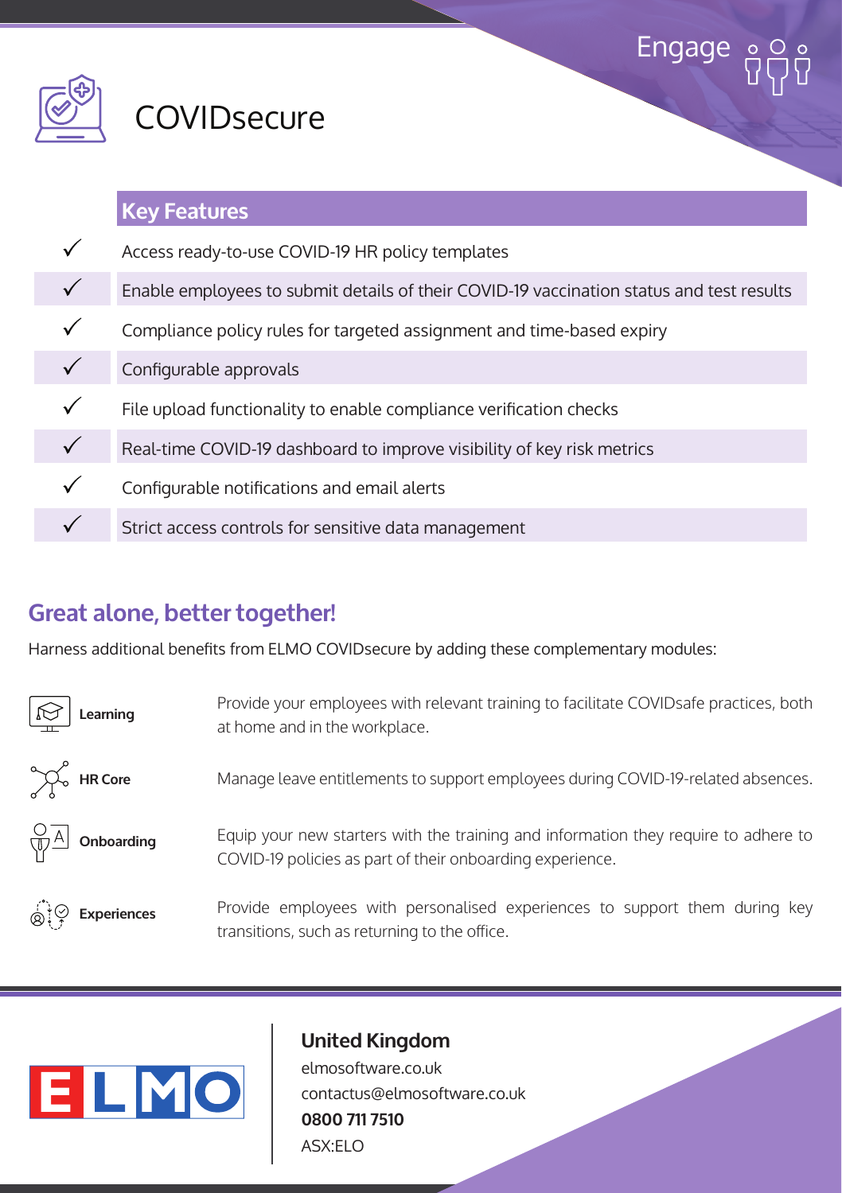Engage

# COVIDsecure

| | Key Features |
|---|---|
| ✓ | Access ready-to-use COVID-19 HR policy templates |
| ✓ | Enable employees to submit details of their COVID-19 vaccination status and test results |
| ✓ | Compliance policy rules for targeted assignment and time-based expiry |
| ✓ | Configurable approvals |
| ✓ | File upload functionality to enable compliance verification checks |
| ✓ | Real-time COVID-19 dashboard to improve visibility of key risk metrics |
| ✓ | Configurable notifications and email alerts |
| ✓ | Strict access controls for sensitive data management |

## Great alone, better together!

Harness additional benefits from ELMO COVIDsecure by adding these complementary modules:

| | |
|---|---|
| **Learning** | Provide your employees with relevant training to facilitate COVIDsafe practices, both at home and in the workplace. |
| **HR Core** | Manage leave entitlements to support employees during COVID-19-related absences. |
| **Onboarding** | Equip your new starters with the training and information they require to adhere to COVID-19 policies as part of their onboarding experience. |
| **Experiences** | Provide employees with personalised experiences to support them during key transitions, such as returning to the office. |

ELMO

**United Kingdom**
elmosoftware.co.uk
contactus@elmosoftware.co.uk
**0800 711 7510**
ASX:ELO